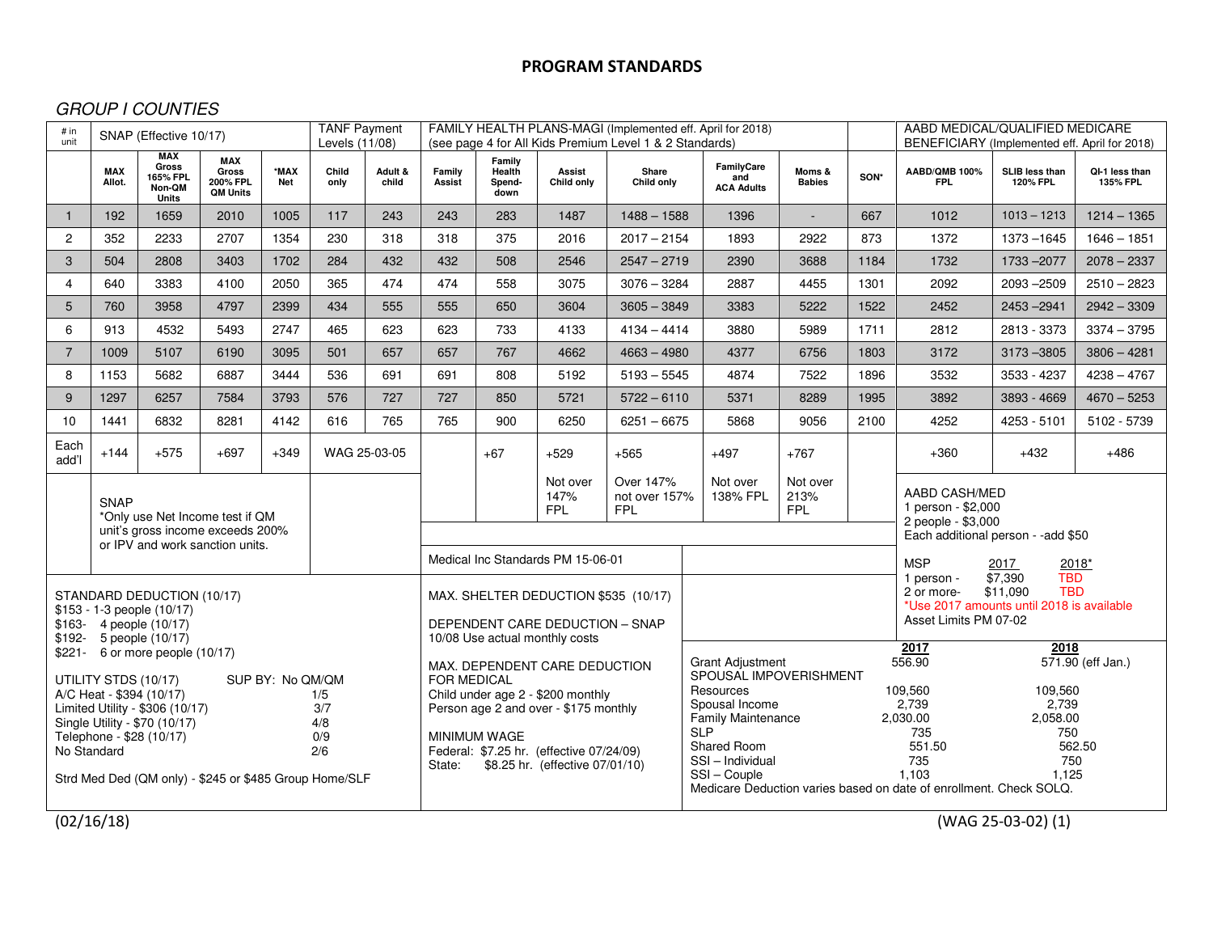# PROGRAM STANDARDS

## *GROUP I COUNTIES*

| # in unit | SNAP (Effective 10/17) | | | | TANF Payment Levels (11/08) | | FAMILY HEALTH PLANS-MAGI (Implemented eff. April for 2018) (see page 4 for All Kids Premium Level 1 & 2 Standards) | | | | | | | AABD MEDICAL/QUALIFIED MEDICARE BENEFICIARY (Implemented eff. April for 2018) | | |
|---|---|---|---|---|---|---|---|---|---|---|---|---|---|---|---|---|
| | MAX Allot. | MAX Gross 165% FPL Non-QM Units | MAX Gross 200% FPL QM Units | *MAX Net | Child only | Adult & child | Family Assist | Family Health Spend-down | Assist Child only | Share Child only | FamilyCare and ACA Adults | Moms & Babies | SON* | AABD/QMB 100% FPL | SLIB less than 120% FPL | QI-1 less than 135% FPL |
| 1 | 192 | 1659 | 2010 | 1005 | 117 | 243 | 243 | 283 | 1487 | 1488 – 1588 | 1396 | - | 667 | 1012 | 1013 – 1213 | 1214 – 1365 |
| 2 | 352 | 2233 | 2707 | 1354 | 230 | 318 | 318 | 375 | 2016 | 2017 – 2154 | 1893 | 2922 | 873 | 1372 | 1373 –1645 | 1646 – 1851 |
| 3 | 504 | 2808 | 3403 | 1702 | 284 | 432 | 432 | 508 | 2546 | 2547 – 2719 | 2390 | 3688 | 1184 | 1732 | 1733 –2077 | 2078 – 2337 |
| 4 | 640 | 3383 | 4100 | 2050 | 365 | 474 | 474 | 558 | 3075 | 3076 – 3284 | 2887 | 4455 | 1301 | 2092 | 2093 –2509 | 2510 – 2823 |
| 5 | 760 | 3958 | 4797 | 2399 | 434 | 555 | 555 | 650 | 3604 | 3605 – 3849 | 3383 | 5222 | 1522 | 2452 | 2453 –2941 | 2942 – 3309 |
| 6 | 913 | 4532 | 5493 | 2747 | 465 | 623 | 623 | 733 | 4133 | 4134 – 4414 | 3880 | 5989 | 1711 | 2812 | 2813 - 3373 | 3374 – 3795 |
| 7 | 1009 | 5107 | 6190 | 3095 | 501 | 657 | 657 | 767 | 4662 | 4663 – 4980 | 4377 | 6756 | 1803 | 3172 | 3173 –3805 | 3806 – 4281 |
| 8 | 1153 | 5682 | 6887 | 3444 | 536 | 691 | 691 | 808 | 5192 | 5193 – 5545 | 4874 | 7522 | 1896 | 3532 | 3533 - 4237 | 4238 – 4767 |
| 9 | 1297 | 6257 | 7584 | 3793 | 576 | 727 | 727 | 850 | 5721 | 5722 – 6110 | 5371 | 8289 | 1995 | 3892 | 3893 - 4669 | 4670 – 5253 |
| 10 | 1441 | 6832 | 8281 | 4142 | 616 | 765 | 765 | 900 | 6250 | 6251 – 6675 | 5868 | 9056 | 2100 | 4252 | 4253 - 5101 | 5102 - 5739 |
| Each add'l | +144 | +575 | +697 | +349 | WAG 25-03-05 | | | +67 | +529 | +565 | +497 | +767 | | +360 | +432 | +486 |
| | | | | | | | | | Not over 147% FPL | Over 147% not over 157% FPL | Not over 138% FPL | Not over 213% FPL | | | | |

**SNAP**
*Only use Net Income test if QM unit's gross income exceeds 200% or IPV and work sanction units.

Medical Inc Standards PM 15-06-01

**AABD CASH/MED**
1 person - $2,000
2 people - $3,000
Each additional person - -add $50

| MSP | 2017 | 2018* |
|---|---|---|
| 1 person - | $7,390 | TBD |
| 2 or more- | $11,090 | TBD |

*Use 2017 amounts until 2018 is available
Asset Limits PM 07-02

STANDARD DEDUCTION (10/17)
$153 - 1-3 people (10/17)
$163- 4 people (10/17)
$192- 5 people (10/17)
$221- 6 or more people (10/17)

| UTILITY STDS (10/17) | SUP BY: No QM/QM |
|---|---|
| A/C Heat - $394 (10/17) | 1/5 |
| Limited Utility - $306 (10/17) | 3/7 |
| Single Utility - $70 (10/17) | 4/8 |
| Telephone - $28 (10/17) | 0/9 |
| No Standard | 2/6 |

Strd Med Ded (QM only) - $245 or $485 Group Home/SLF

MAX. SHELTER DEDUCTION $535 (10/17)

DEPENDENT CARE DEDUCTION – SNAP
10/08 Use actual monthly costs

MAX. DEPENDENT CARE DEDUCTION FOR MEDICAL
Child under age 2 - $200 monthly
Person age 2 and over - $175 monthly

MINIMUM WAGE
Federal: $7.25 hr. (effective 07/24/09)
State: $8.25 hr. (effective 07/01/10)

| | 2017 | 2018 |
|---|---|---|
| Grant Adjustment | 556.90 | 571.90 (eff Jan.) |
| SPOUSAL IMPOVERISHMENT | | |
| Resources | 109,560 | 109,560 |
| Spousal Income | 2,739 | 2,739 |
| Family Maintenance | 2,030.00 | 2,058.00 |
| SLP | 735 | 750 |
| Shared Room | 551.50 | 562.50 |
| SSI – Individual | 735 | 750 |
| SSI – Couple | 1,103 | 1,125 |

Medicare Deduction varies based on date of enrollment. Check SOLQ.

(02/16/18) (WAG 25-03-02) (1)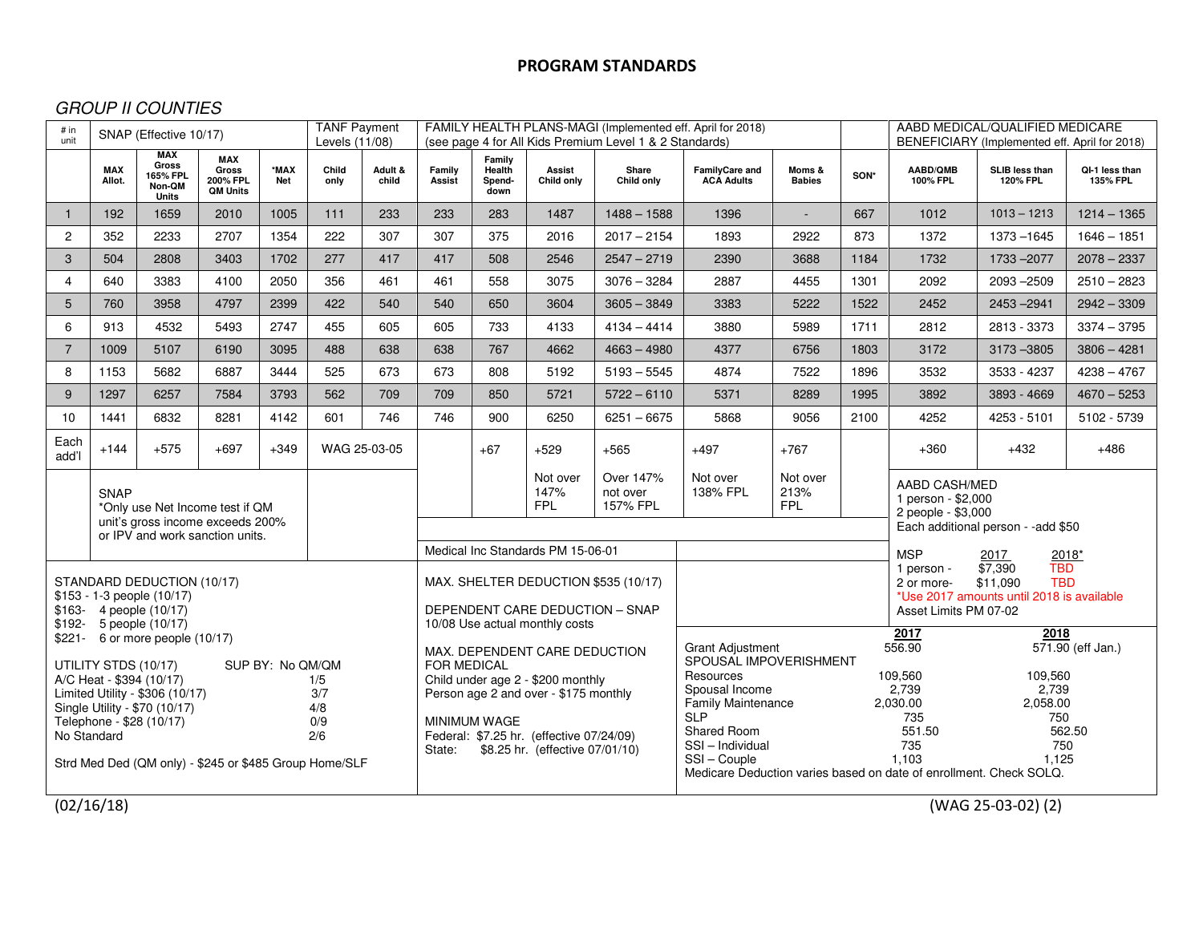# PROGRAM STANDARDS

*GROUP II COUNTIES*

| # in unit | SNAP (Effective 10/17) | | | | TANF Payment Levels (11/08) | | FAMILY HEALTH PLANS-MAGI (Implemented eff. April for 2018) (see page 4 for All Kids Premium Level 1 & 2 Standards) | | | | | | | AABD MEDICAL/QUALIFIED MEDICARE BENEFICIARY (Implemented eff. April for 2018) | | |
|---|---|---|---|---|---|---|---|---|---|---|---|---|---|---|---|---|
| | MAX Allot. | MAX Gross 165% FPL Non-QM Units | MAX Gross 200% FPL QM Units | *MAX Net | Child only | Adult & child | Family Assist | Family Health Spend-down | Assist Child only | Share Child only | FamilyCare and ACA Adults | Moms & Babies | SON* | AABD/QMB 100% FPL | SLIB less than 120% FPL | QI-1 less than 135% FPL |
| 1 | 192 | 1659 | 2010 | 1005 | 111 | 233 | 233 | 283 | 1487 | 1488 – 1588 | 1396 | - | 667 | 1012 | 1013 – 1213 | 1214 – 1365 |
| 2 | 352 | 2233 | 2707 | 1354 | 222 | 307 | 307 | 375 | 2016 | 2017 – 2154 | 1893 | 2922 | 873 | 1372 | 1373 –1645 | 1646 – 1851 |
| 3 | 504 | 2808 | 3403 | 1702 | 277 | 417 | 417 | 508 | 2546 | 2547 – 2719 | 2390 | 3688 | 1184 | 1732 | 1733 –2077 | 2078 – 2337 |
| 4 | 640 | 3383 | 4100 | 2050 | 356 | 461 | 461 | 558 | 3075 | 3076 – 3284 | 2887 | 4455 | 1301 | 2092 | 2093 –2509 | 2510 – 2823 |
| 5 | 760 | 3958 | 4797 | 2399 | 422 | 540 | 540 | 650 | 3604 | 3605 – 3849 | 3383 | 5222 | 1522 | 2452 | 2453 –2941 | 2942 – 3309 |
| 6 | 913 | 4532 | 5493 | 2747 | 455 | 605 | 605 | 733 | 4133 | 4134 – 4414 | 3880 | 5989 | 1711 | 2812 | 2813 - 3373 | 3374 – 3795 |
| 7 | 1009 | 5107 | 6190 | 3095 | 488 | 638 | 638 | 767 | 4662 | 4663 – 4980 | 4377 | 6756 | 1803 | 3172 | 3173 –3805 | 3806 – 4281 |
| 8 | 1153 | 5682 | 6887 | 3444 | 525 | 673 | 673 | 808 | 5192 | 5193 – 5545 | 4874 | 7522 | 1896 | 3532 | 3533 - 4237 | 4238 – 4767 |
| 9 | 1297 | 6257 | 7584 | 3793 | 562 | 709 | 709 | 850 | 5721 | 5722 – 6110 | 5371 | 8289 | 1995 | 3892 | 3893 - 4669 | 4670 – 5253 |
| 10 | 1441 | 6832 | 8281 | 4142 | 601 | 746 | 746 | 900 | 6250 | 6251 – 6675 | 5868 | 9056 | 2100 | 4252 | 4253 - 5101 | 5102 - 5739 |
| Each add'l | +144 | +575 | +697 | +349 | WAG 25-03-05 | | | +67 | +529 | +565 | +497 | +767 | | +360 | +432 | +486 |
| | | | | | | | | | Not over 147% FPL | Over 147% not over 157% FPL | Not over 138% FPL | Not over 213% FPL | | | | |

SNAP
*Only use Net Income test if QM unit's gross income exceeds 200% or IPV and work sanction units.

Medical Inc Standards PM 15-06-01

AABD CASH/MED
1 person - $2,000
2 people - $3,000
Each additional person - -add $50

| MSP | 2017 | 2018* |
|---|---|---|
| 1 person - | $7,390 | TBD |
| 2 or more- | $11,090 | TBD |

*Use 2017 amounts until 2018 is available
Asset Limits PM 07-02

STANDARD DEDUCTION (10/17)
$153 - 1-3 people (10/17)
$163- 4 people (10/17)
$192- 5 people (10/17)
$221- 6 or more people (10/17)

| UTILITY STDS (10/17) | SUP BY: No QM/QM |
|---|---|
| A/C Heat - $394 (10/17) | 1/5 |
| Limited Utility - $306 (10/17) | 3/7 |
| Single Utility - $70 (10/17) | 4/8 |
| Telephone - $28 (10/17) | 0/9 |
| No Standard | 2/6 |

Strd Med Ded (QM only) - $245 or $485 Group Home/SLF

MAX. SHELTER DEDUCTION $535 (10/17)

DEPENDENT CARE DEDUCTION – SNAP
10/08 Use actual monthly costs

MAX. DEPENDENT CARE DEDUCTION FOR MEDICAL
Child under age 2 - $200 monthly
Person age 2 and over - $175 monthly

MINIMUM WAGE
Federal: $7.25 hr. (effective 07/24/09)
State: $8.25 hr. (effective 07/01/10)

| | 2017 | 2018 |
|---|---|---|
| Grant Adjustment | 556.90 | 571.90 (eff Jan.) |
| SPOUSAL IMPOVERISHMENT | | |
| Resources | 109,560 | 109,560 |
| Spousal Income | 2,739 | 2,739 |
| Family Maintenance | 2,030.00 | 2,058.00 |
| SLP | 735 | 750 |
| Shared Room | 551.50 | 562.50 |
| SSI – Individual | 735 | 750 |
| SSI – Couple | 1,103 | 1,125 |

Medicare Deduction varies based on date of enrollment. Check SOLQ.

(02/16/18)

(WAG 25-03-02) (2)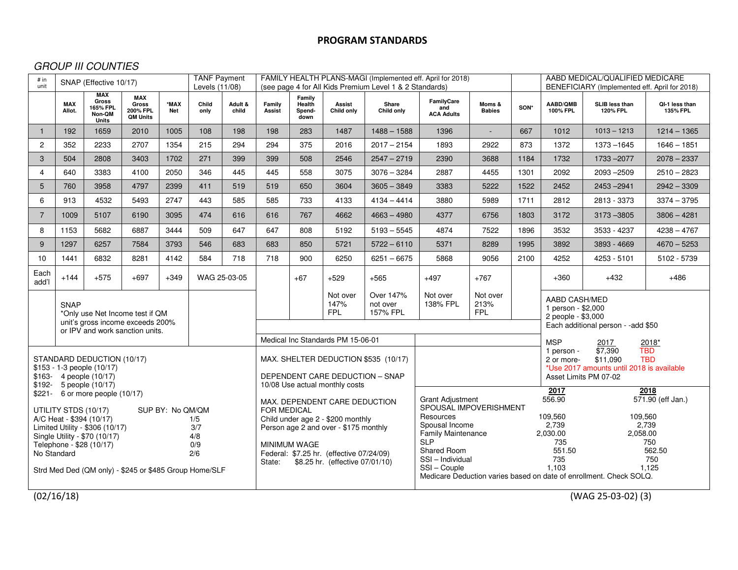# PROGRAM STANDARDS

## *GROUP III COUNTIES*

| # in unit | SNAP (Effective 10/17) | | | | TANF Payment Levels (11/08) | | FAMILY HEALTH PLANS-MAGI (Implemented eff. April for 2018) (see page 4 for All Kids Premium Level 1 & 2 Standards) | | | | | | | AABD MEDICAL/QUALIFIED MEDICARE BENEFICIARY (Implemented eff. April for 2018) | | |
|---|---|---|---|---|---|---|---|---|---|---|---|---|---|---|---|---|
| | MAX Allot. | MAX Gross 165% FPL Non-QM Units | MAX Gross 200% FPL QM Units | *MAX Net | Child only | Adult & child | Family Assist | Family Health Spend-down | Assist Child only | Share Child only | FamilyCare and ACA Adults | Moms & Babies | SON* | AABD/QMB 100% FPL | SLIB less than 120% FPL | QI-1 less than 135% FPL |
| 1 | 192 | 1659 | 2010 | 1005 | 108 | 198 | 198 | 283 | 1487 | 1488 – 1588 | 1396 | - | 667 | 1012 | 1013 – 1213 | 1214 – 1365 |
| 2 | 352 | 2233 | 2707 | 1354 | 215 | 294 | 294 | 375 | 2016 | 2017 – 2154 | 1893 | 2922 | 873 | 1372 | 1373 –1645 | 1646 – 1851 |
| 3 | 504 | 2808 | 3403 | 1702 | 271 | 399 | 399 | 508 | 2546 | 2547 – 2719 | 2390 | 3688 | 1184 | 1732 | 1733 –2077 | 2078 – 2337 |
| 4 | 640 | 3383 | 4100 | 2050 | 346 | 445 | 445 | 558 | 3075 | 3076 – 3284 | 2887 | 4455 | 1301 | 2092 | 2093 –2509 | 2510 – 2823 |
| 5 | 760 | 3958 | 4797 | 2399 | 411 | 519 | 519 | 650 | 3604 | 3605 – 3849 | 3383 | 5222 | 1522 | 2452 | 2453 –2941 | 2942 – 3309 |
| 6 | 913 | 4532 | 5493 | 2747 | 443 | 585 | 585 | 733 | 4133 | 4134 – 4414 | 3880 | 5989 | 1711 | 2812 | 2813 - 3373 | 3374 – 3795 |
| 7 | 1009 | 5107 | 6190 | 3095 | 474 | 616 | 616 | 767 | 4662 | 4663 – 4980 | 4377 | 6756 | 1803 | 3172 | 3173 –3805 | 3806 – 4281 |
| 8 | 1153 | 5682 | 6887 | 3444 | 509 | 647 | 647 | 808 | 5192 | 5193 – 5545 | 4874 | 7522 | 1896 | 3532 | 3533 - 4237 | 4238 – 4767 |
| 9 | 1297 | 6257 | 7584 | 3793 | 546 | 683 | 683 | 850 | 5721 | 5722 – 6110 | 5371 | 8289 | 1995 | 3892 | 3893 - 4669 | 4670 – 5253 |
| 10 | 1441 | 6832 | 8281 | 4142 | 584 | 718 | 718 | 900 | 6250 | 6251 – 6675 | 5868 | 9056 | 2100 | 4252 | 4253 - 5101 | 5102 - 5739 |
| Each add'l | +144 | +575 | +697 | +349 | WAG 25-03-05 | | | +67 | +529 | +565 | +497 | +767 | | +360 | +432 | +486 |
| | | | | | | | | | Not over 147% FPL | Over 147% not over 157% FPL | Not over 138% FPL | Not over 213% FPL | | | | |

SNAP
*Only use Net Income test if QM unit's gross income exceeds 200% or IPV and work sanction units.

Medical Inc Standards PM 15-06-01

AABD CASH/MED
1 person - $2,000
2 people - $3,000
Each additional person - -add $50

| MSP | 2017 | 2018* |
|---|---|---|
| 1 person - | $7,390 | TBD |
| 2 or more- | $11,090 | TBD |

*Use 2017 amounts until 2018 is available

Asset Limits PM 07-02

STANDARD DEDUCTION (10/17)
$153 - 1-3 people (10/17)
$163- 4 people (10/17)
$192- 5 people (10/17)
$221- 6 or more people (10/17)

| UTILITY STDS (10/17) | SUP BY: No QM/QM |
|---|---|
| A/C Heat - $394 (10/17) | 1/5 |
| Limited Utility - $306 (10/17) | 3/7 |
| Single Utility - $70 (10/17) | 4/8 |
| Telephone - $28 (10/17) | 0/9 |
| No Standard | 2/6 |

Strd Med Ded (QM only) - $245 or $485 Group Home/SLF

MAX. SHELTER DEDUCTION $535 (10/17)

DEPENDENT CARE DEDUCTION – SNAP
10/08 Use actual monthly costs

MAX. DEPENDENT CARE DEDUCTION FOR MEDICAL
Child under age 2 - $200 monthly
Person age 2 and over - $175 monthly

MINIMUM WAGE
Federal: $7.25 hr. (effective 07/24/09)
State: $8.25 hr. (effective 07/01/10)

| | 2017 | 2018 |
|---|---|---|
| Grant Adjustment | 556.90 | 571.90 (eff Jan.) |
| SPOUSAL IMPOVERISHMENT | | |
| Resources | 109,560 | 109,560 |
| Spousal Income | 2,739 | 2,739 |
| Family Maintenance | 2,030.00 | 2,058.00 |
| SLP | 735 | 750 |
| Shared Room | 551.50 | 562.50 |
| SSI – Individual | 735 | 750 |
| SSI – Couple | 1,103 | 1,125 |

Medicare Deduction varies based on date of enrollment. Check SOLQ.

(02/16/18) (WAG 25-03-02) (3)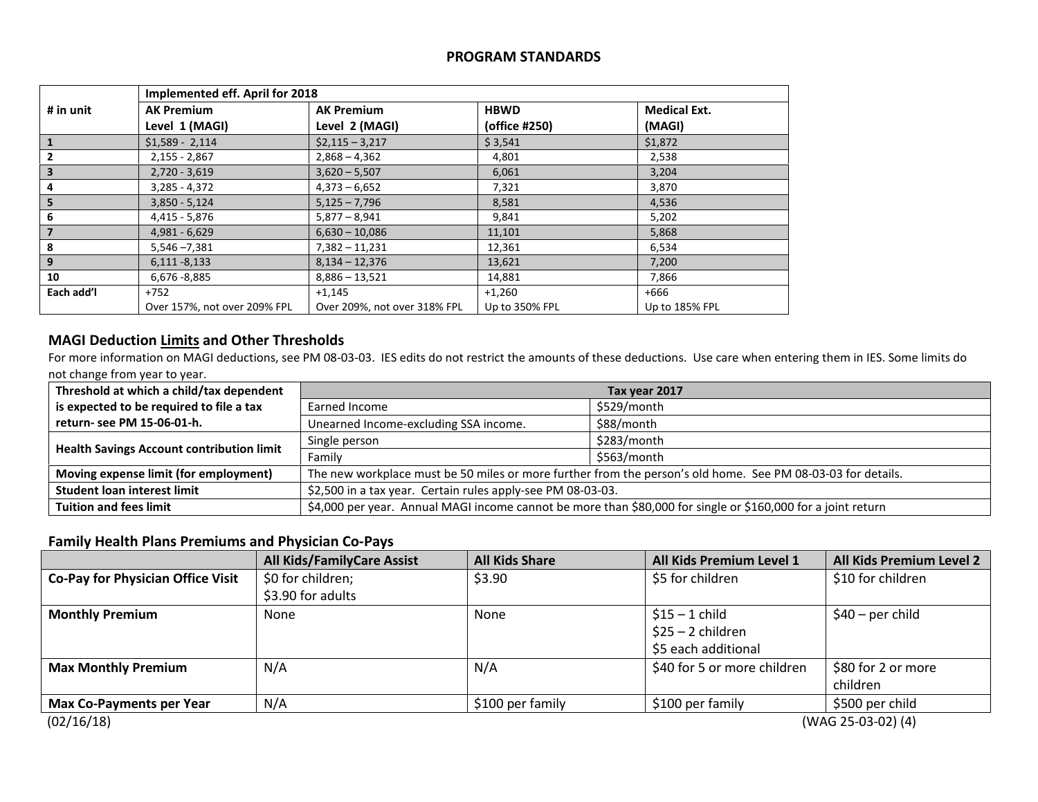## PROGRAM STANDARDS

| # in unit | Implemented eff. April for 2018 | | | |
|---|---|---|---|---|
| | **AK Premium Level 1 (MAGI)** | **AK Premium Level 2 (MAGI)** | **HBWD (office #250)** | **Medical Ext. (MAGI)** |
| **1** | $1,589 - 2,114 | $2,115 – 3,217 | $ 3,541 | $1,872 |
| **2** | 2,155 - 2,867 | 2,868 – 4,362 | 4,801 | 2,538 |
| **3** | 2,720 - 3,619 | 3,620 – 5,507 | 6,061 | 3,204 |
| **4** | 3,285 - 4,372 | 4,373 – 6,652 | 7,321 | 3,870 |
| **5** | 3,850 - 5,124 | 5,125 – 7,796 | 8,581 | 4,536 |
| **6** | 4,415 - 5,876 | 5,877 – 8,941 | 9,841 | 5,202 |
| **7** | 4,981 - 6,629 | 6,630 – 10,086 | 11,101 | 5,868 |
| **8** | 5,546 –7,381 | 7,382 – 11,231 | 12,361 | 6,534 |
| **9** | 6,111 -8,133 | 8,134 – 12,376 | 13,621 | 7,200 |
| **10** | 6,676 -8,885 | 8,886 – 13,521 | 14,881 | 7,866 |
| **Each add'l** | +752<br>Over 157%, not over 209% FPL | +1,145<br>Over 209%, not over 318% FPL | +1,260<br>Up to 350% FPL | +666<br>Up to 185% FPL |

### MAGI Deduction Limits and Other Thresholds

For more information on MAGI deductions, see PM 08-03-03. IES edits do not restrict the amounts of these deductions. Use care when entering them in IES. Some limits do not change from year to year.

| | Tax year 2017 | |
|---|---|---|
| **Threshold at which a child/tax dependent is expected to be required to file a tax return- see PM 15-06-01-h.** | Earned Income | $529/month |
| | Unearned Income-excluding SSA income. | $88/month |
| **Health Savings Account contribution limit** | Single person | $283/month |
| | Family | $563/month |
| **Moving expense limit (for employment)** | The new workplace must be 50 miles or more further from the person's old home. See PM 08-03-03 for details. | |
| **Student loan interest limit** | $2,500 in a tax year. Certain rules apply-see PM 08-03-03. | |
| **Tuition and fees limit** | $4,000 per year. Annual MAGI income cannot be more than $80,000 for single or $160,000 for a joint return | |

### Family Health Plans Premiums and Physician Co-Pays

| | All Kids/FamilyCare Assist | All Kids Share | All Kids Premium Level 1 | All Kids Premium Level 2 |
|---|---|---|---|---|
| **Co-Pay for Physician Office Visit** | $0 for children;<br>$3.90 for adults | $3.90 | $5 for children | $10 for children |
| **Monthly Premium** | None | None | $15 – 1 child<br>$25 – 2 children<br>$5 each additional | $40 – per child |
| **Max Monthly Premium** | N/A | N/A | $40 for 5 or more children | $80 for 2 or more children |
| **Max Co-Payments per Year** | N/A | $100 per family | $100 per family | $500 per child |

(02/16/18) (WAG 25-03-02) (4)